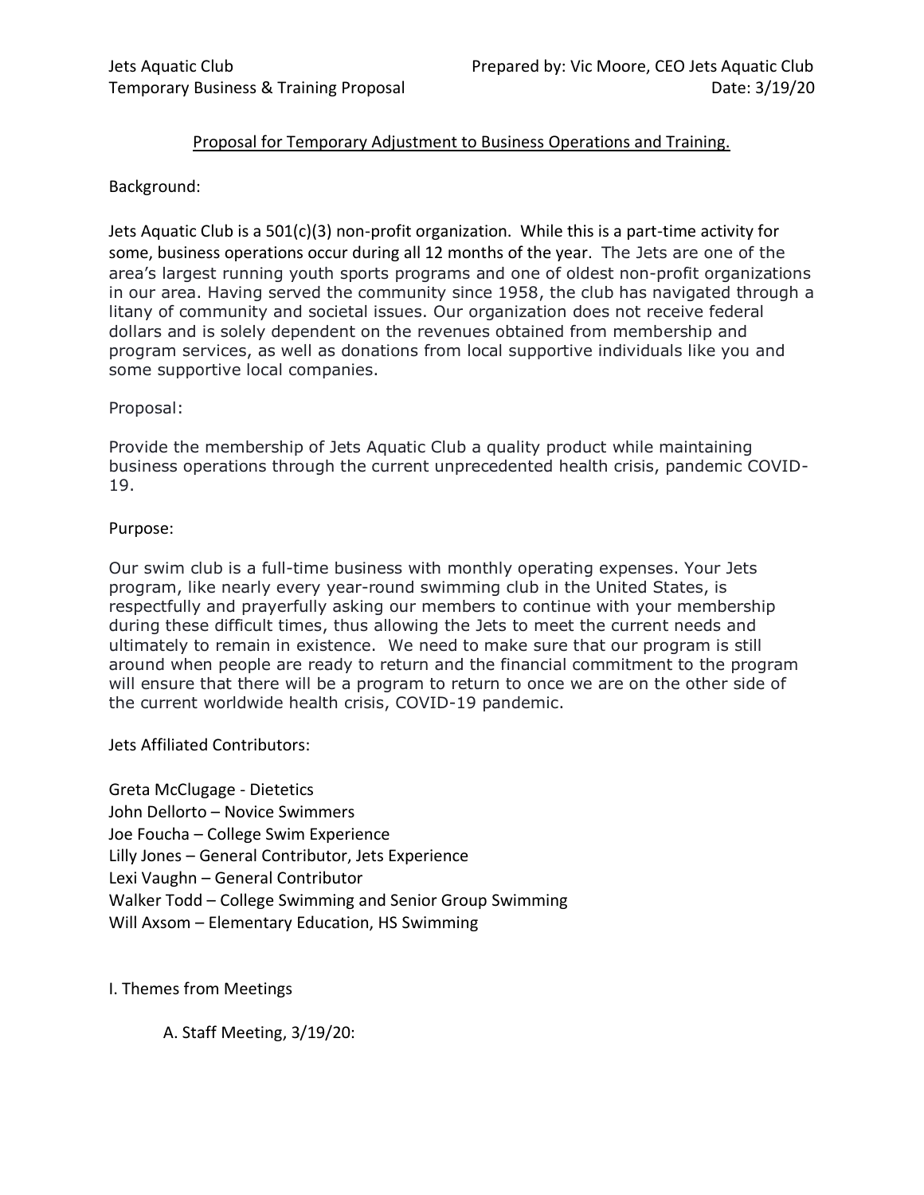Jets Aquatic Club
Temporary Business & Training Proposal

Prepared by: Vic Moore, CEO Jets Aquatic Club
Date: 3/19/20

## Proposal for Temporary Adjustment to Business Operations and Training.

Background:

Jets Aquatic Club is a 501(c)(3) non-profit organization. While this is a part-time activity for some, business operations occur during all 12 months of the year. The Jets are one of the area's largest running youth sports programs and one of oldest non-profit organizations in our area. Having served the community since 1958, the club has navigated through a litany of community and societal issues. Our organization does not receive federal dollars and is solely dependent on the revenues obtained from membership and program services, as well as donations from local supportive individuals like you and some supportive local companies.

Proposal:

Provide the membership of Jets Aquatic Club a quality product while maintaining business operations through the current unprecedented health crisis, pandemic COVID-19.

Purpose:

Our swim club is a full-time business with monthly operating expenses. Your Jets program, like nearly every year-round swimming club in the United States, is respectfully and prayerfully asking our members to continue with your membership during these difficult times, thus allowing the Jets to meet the current needs and ultimately to remain in existence. We need to make sure that our program is still around when people are ready to return and the financial commitment to the program will ensure that there will be a program to return to once we are on the other side of the current worldwide health crisis, COVID-19 pandemic.

Jets Affiliated Contributors:

Greta McClugage - Dietetics
John Dellorto – Novice Swimmers
Joe Foucha – College Swim Experience
Lilly Jones – General Contributor, Jets Experience
Lexi Vaughn – General Contributor
Walker Todd – College Swimming and Senior Group Swimming
Will Axsom – Elementary Education, HS Swimming

I. Themes from Meetings

A. Staff Meeting, 3/19/20: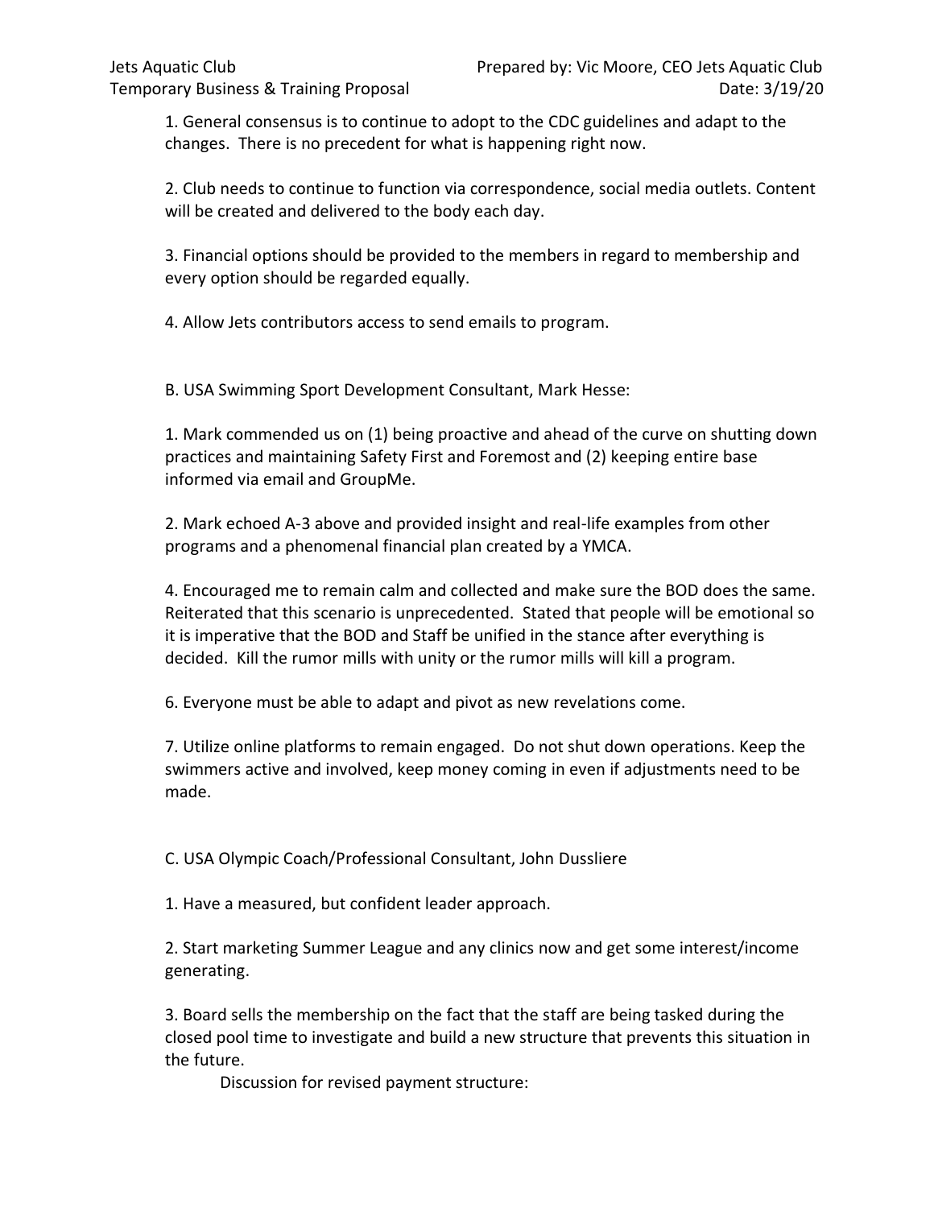1. General consensus is to continue to adopt to the CDC guidelines and adapt to the changes. There is no precedent for what is happening right now.

2. Club needs to continue to function via correspondence, social media outlets. Content will be created and delivered to the body each day.

3. Financial options should be provided to the members in regard to membership and every option should be regarded equally.

4. Allow Jets contributors access to send emails to program.

B. USA Swimming Sport Development Consultant, Mark Hesse:

1. Mark commended us on (1) being proactive and ahead of the curve on shutting down practices and maintaining Safety First and Foremost and (2) keeping entire base informed via email and GroupMe.

2. Mark echoed A-3 above and provided insight and real-life examples from other programs and a phenomenal financial plan created by a YMCA.

4. Encouraged me to remain calm and collected and make sure the BOD does the same. Reiterated that this scenario is unprecedented. Stated that people will be emotional so it is imperative that the BOD and Staff be unified in the stance after everything is decided. Kill the rumor mills with unity or the rumor mills will kill a program.

6. Everyone must be able to adapt and pivot as new revelations come.

7. Utilize online platforms to remain engaged. Do not shut down operations. Keep the swimmers active and involved, keep money coming in even if adjustments need to be made.

C. USA Olympic Coach/Professional Consultant, John Dussliere

1. Have a measured, but confident leader approach.

2. Start marketing Summer League and any clinics now and get some interest/income generating.

3. Board sells the membership on the fact that the staff are being tasked during the closed pool time to investigate and build a new structure that prevents this situation in the future.

Discussion for revised payment structure: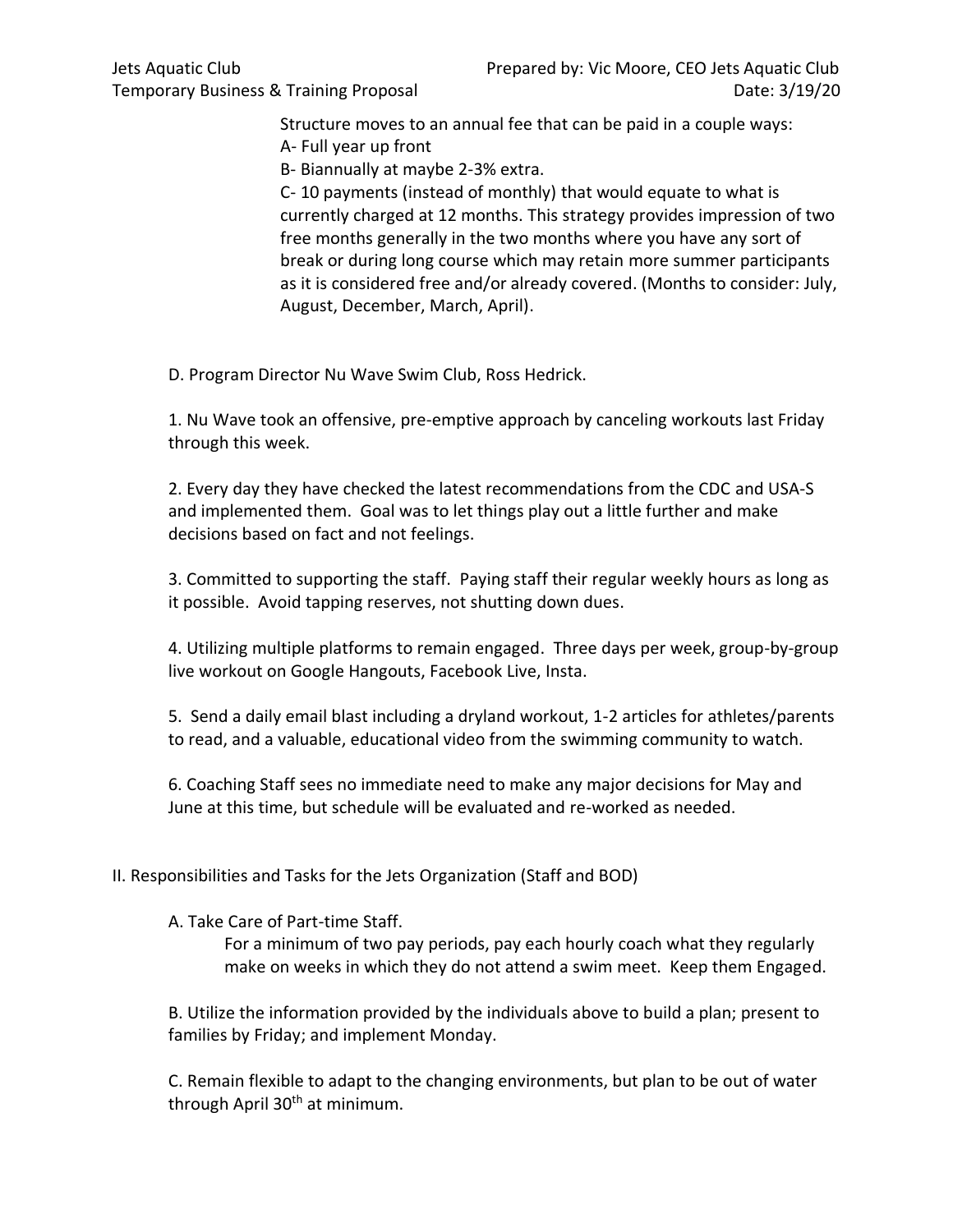Structure moves to an annual fee that can be paid in a couple ways:

A- Full year up front

B- Biannually at maybe 2-3% extra.

C- 10 payments (instead of monthly) that would equate to what is currently charged at 12 months. This strategy provides impression of two free months generally in the two months where you have any sort of break or during long course which may retain more summer participants as it is considered free and/or already covered. (Months to consider: July, August, December, March, April).

D. Program Director Nu Wave Swim Club, Ross Hedrick.

1. Nu Wave took an offensive, pre-emptive approach by canceling workouts last Friday through this week.

2. Every day they have checked the latest recommendations from the CDC and USA-S and implemented them. Goal was to let things play out a little further and make decisions based on fact and not feelings.

3. Committed to supporting the staff. Paying staff their regular weekly hours as long as it possible. Avoid tapping reserves, not shutting down dues.

4. Utilizing multiple platforms to remain engaged. Three days per week, group-by-group live workout on Google Hangouts, Facebook Live, Insta.

5. Send a daily email blast including a dryland workout, 1-2 articles for athletes/parents to read, and a valuable, educational video from the swimming community to watch.

6. Coaching Staff sees no immediate need to make any major decisions for May and June at this time, but schedule will be evaluated and re-worked as needed.

II. Responsibilities and Tasks for the Jets Organization (Staff and BOD)

A. Take Care of Part-time Staff.

For a minimum of two pay periods, pay each hourly coach what they regularly make on weeks in which they do not attend a swim meet. Keep them Engaged.

B. Utilize the information provided by the individuals above to build a plan; present to families by Friday; and implement Monday.

C. Remain flexible to adapt to the changing environments, but plan to be out of water through April 30th at minimum.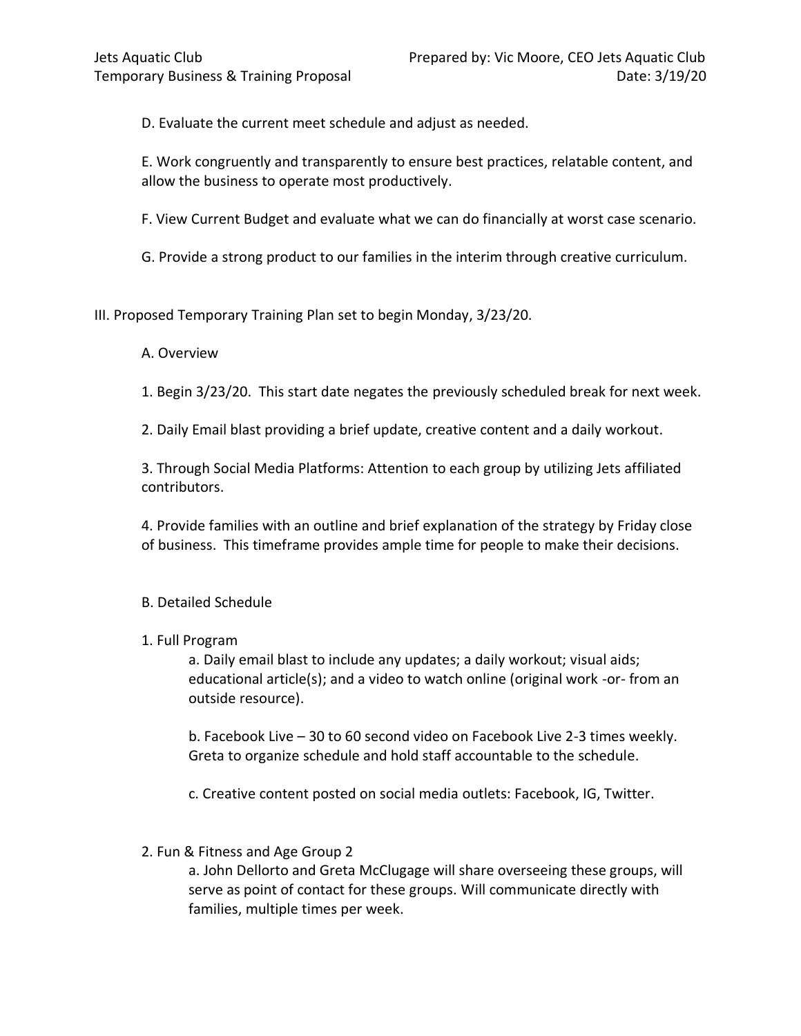D. Evaluate the current meet schedule and adjust as needed.

E. Work congruently and transparently to ensure best practices, relatable content, and allow the business to operate most productively.

F. View Current Budget and evaluate what we can do financially at worst case scenario.

G. Provide a strong product to our families in the interim through creative curriculum.

III. Proposed Temporary Training Plan set to begin Monday, 3/23/20.

A. Overview

1. Begin 3/23/20. This start date negates the previously scheduled break for next week.

2. Daily Email blast providing a brief update, creative content and a daily workout.

3. Through Social Media Platforms: Attention to each group by utilizing Jets affiliated contributors.

4. Provide families with an outline and brief explanation of the strategy by Friday close of business. This timeframe provides ample time for people to make their decisions.

B. Detailed Schedule

1. Full Program

a. Daily email blast to include any updates; a daily workout; visual aids; educational article(s); and a video to watch online (original work -or- from an outside resource).

b. Facebook Live – 30 to 60 second video on Facebook Live 2-3 times weekly. Greta to organize schedule and hold staff accountable to the schedule.

c. Creative content posted on social media outlets: Facebook, IG, Twitter.

2. Fun & Fitness and Age Group 2

a. John Dellorto and Greta McClugage will share overseeing these groups, will serve as point of contact for these groups. Will communicate directly with families, multiple times per week.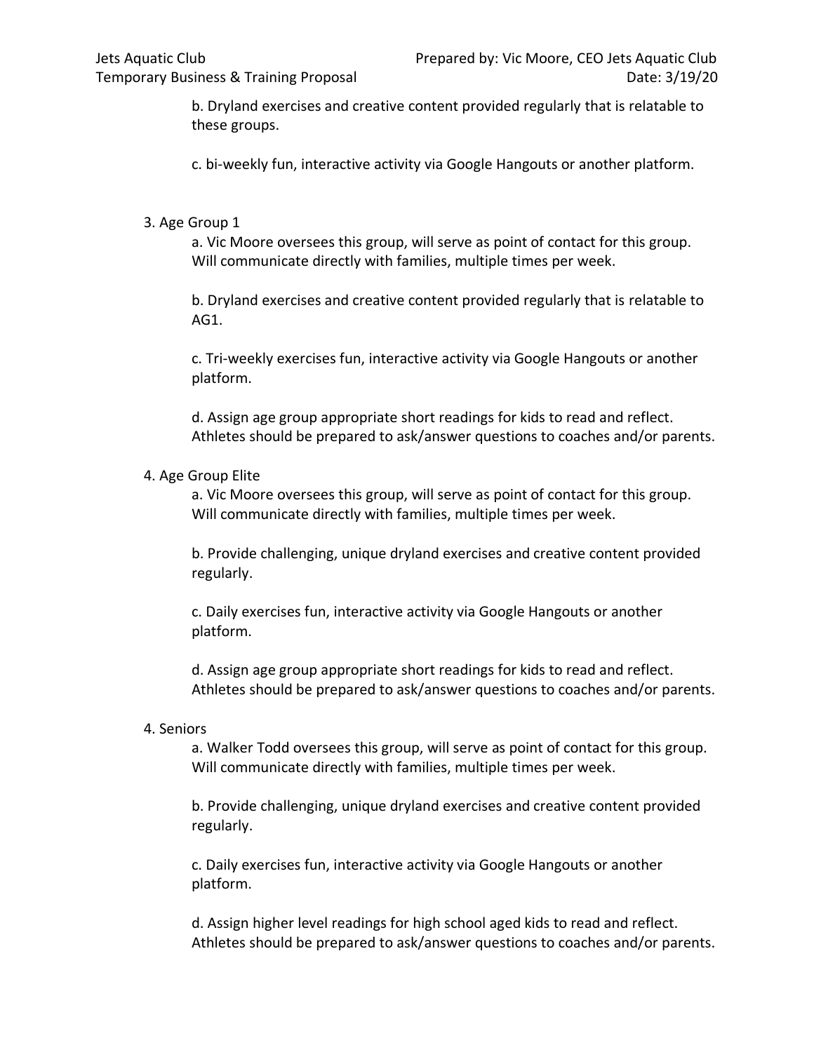b. Dryland exercises and creative content provided regularly that is relatable to these groups.

c. bi-weekly fun, interactive activity via Google Hangouts or another platform.

3. Age Group 1

    a. Vic Moore oversees this group, will serve as point of contact for this group. Will communicate directly with families, multiple times per week.

    b. Dryland exercises and creative content provided regularly that is relatable to AG1.

    c. Tri-weekly exercises fun, interactive activity via Google Hangouts or another platform.

    d. Assign age group appropriate short readings for kids to read and reflect. Athletes should be prepared to ask/answer questions to coaches and/or parents.

4. Age Group Elite

    a. Vic Moore oversees this group, will serve as point of contact for this group. Will communicate directly with families, multiple times per week.

    b. Provide challenging, unique dryland exercises and creative content provided regularly.

    c. Daily exercises fun, interactive activity via Google Hangouts or another platform.

    d. Assign age group appropriate short readings for kids to read and reflect. Athletes should be prepared to ask/answer questions to coaches and/or parents.

4. Seniors

    a. Walker Todd oversees this group, will serve as point of contact for this group. Will communicate directly with families, multiple times per week.

    b. Provide challenging, unique dryland exercises and creative content provided regularly.

    c. Daily exercises fun, interactive activity via Google Hangouts or another platform.

    d. Assign higher level readings for high school aged kids to read and reflect. Athletes should be prepared to ask/answer questions to coaches and/or parents.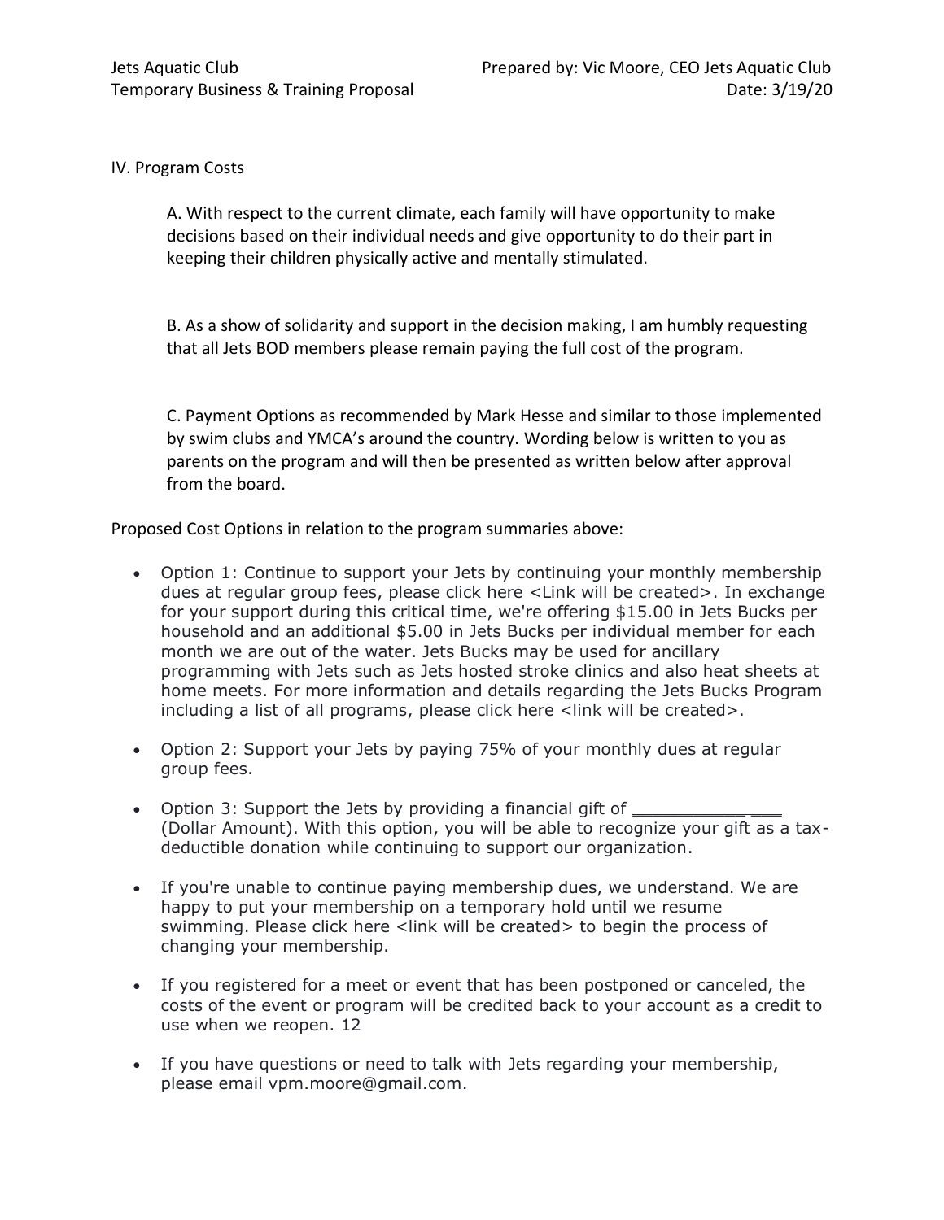## IV. Program Costs

A. With respect to the current climate, each family will have opportunity to make decisions based on their individual needs and give opportunity to do their part in keeping their children physically active and mentally stimulated.

B. As a show of solidarity and support in the decision making, I am humbly requesting that all Jets BOD members please remain paying the full cost of the program.

C. Payment Options as recommended by Mark Hesse and similar to those implemented by swim clubs and YMCA's around the country. Wording below is written to you as parents on the program and will then be presented as written below after approval from the board.

Proposed Cost Options in relation to the program summaries above:

- Option 1: Continue to support your Jets by continuing your monthly membership dues at regular group fees, please click here <Link will be created>. In exchange for your support during this critical time, we're offering $15.00 in Jets Bucks per household and an additional $5.00 in Jets Bucks per individual member for each month we are out of the water. Jets Bucks may be used for ancillary programming with Jets such as Jets hosted stroke clinics and also heat sheets at home meets. For more information and details regarding the Jets Bucks Program including a list of all programs, please click here <link will be created>.
- Option 2: Support your Jets by paying 75% of your monthly dues at regular group fees.
- Option 3: Support the Jets by providing a financial gift of ______________ (Dollar Amount). With this option, you will be able to recognize your gift as a tax-deductible donation while continuing to support our organization.
- If you're unable to continue paying membership dues, we understand. We are happy to put your membership on a temporary hold until we resume swimming. Please click here <link will be created> to begin the process of changing your membership.
- If you registered for a meet or event that has been postponed or canceled, the costs of the event or program will be credited back to your account as a credit to use when we reopen. 12
- If you have questions or need to talk with Jets regarding your membership, please email vpm.moore@gmail.com.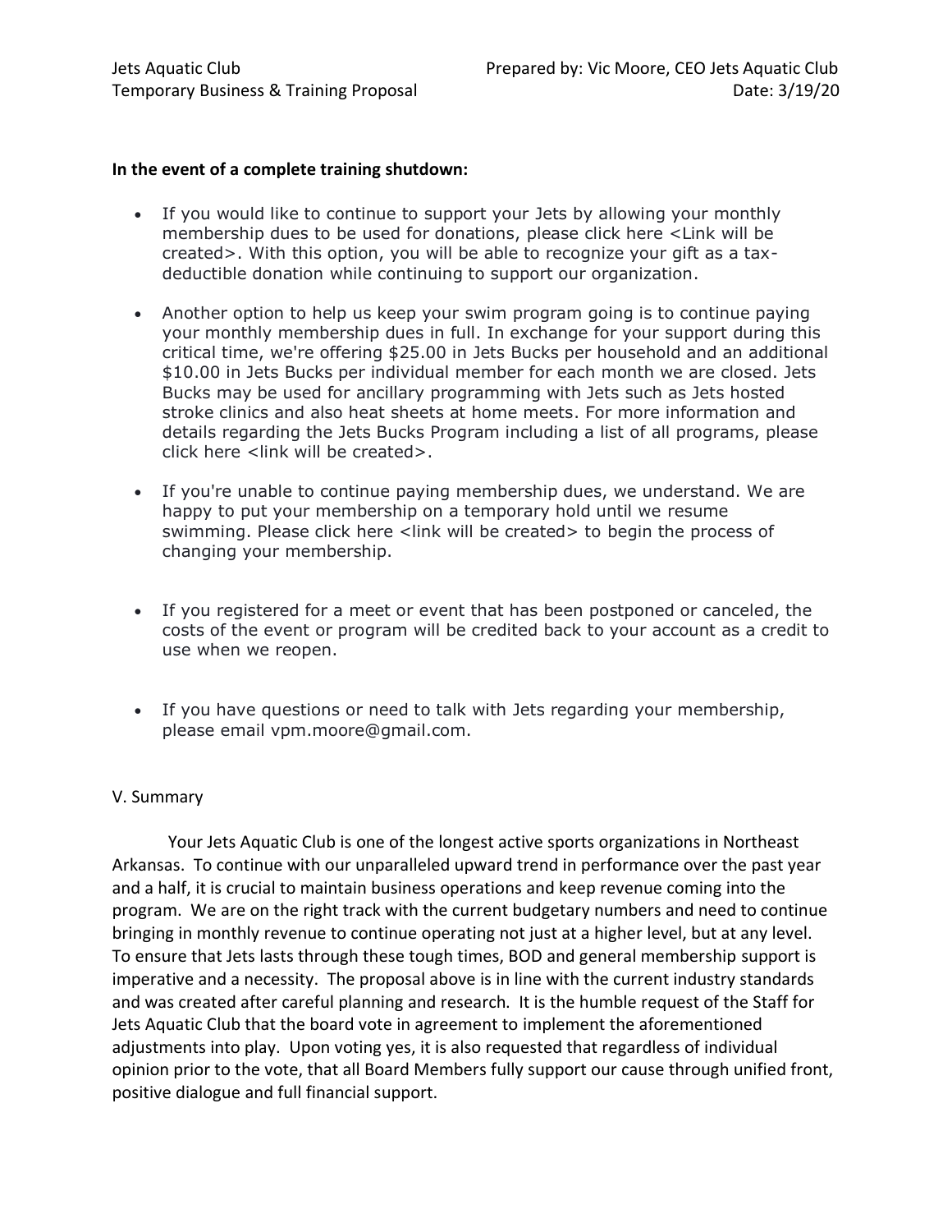**In the event of a complete training shutdown:**

- If you would like to continue to support your Jets by allowing your monthly membership dues to be used for donations, please click here <Link will be created>. With this option, you will be able to recognize your gift as a tax-deductible donation while continuing to support our organization.
- Another option to help us keep your swim program going is to continue paying your monthly membership dues in full. In exchange for your support during this critical time, we're offering $25.00 in Jets Bucks per household and an additional $10.00 in Jets Bucks per individual member for each month we are closed. Jets Bucks may be used for ancillary programming with Jets such as Jets hosted stroke clinics and also heat sheets at home meets. For more information and details regarding the Jets Bucks Program including a list of all programs, please click here <link will be created>.
- If you're unable to continue paying membership dues, we understand. We are happy to put your membership on a temporary hold until we resume swimming. Please click here <link will be created> to begin the process of changing your membership.
- If you registered for a meet or event that has been postponed or canceled, the costs of the event or program will be credited back to your account as a credit to use when we reopen.
- If you have questions or need to talk with Jets regarding your membership, please email vpm.moore@gmail.com.

## V. Summary

Your Jets Aquatic Club is one of the longest active sports organizations in Northeast Arkansas. To continue with our unparalleled upward trend in performance over the past year and a half, it is crucial to maintain business operations and keep revenue coming into the program. We are on the right track with the current budgetary numbers and need to continue bringing in monthly revenue to continue operating not just at a higher level, but at any level. To ensure that Jets lasts through these tough times, BOD and general membership support is imperative and a necessity. The proposal above is in line with the current industry standards and was created after careful planning and research. It is the humble request of the Staff for Jets Aquatic Club that the board vote in agreement to implement the aforementioned adjustments into play. Upon voting yes, it is also requested that regardless of individual opinion prior to the vote, that all Board Members fully support our cause through unified front, positive dialogue and full financial support.